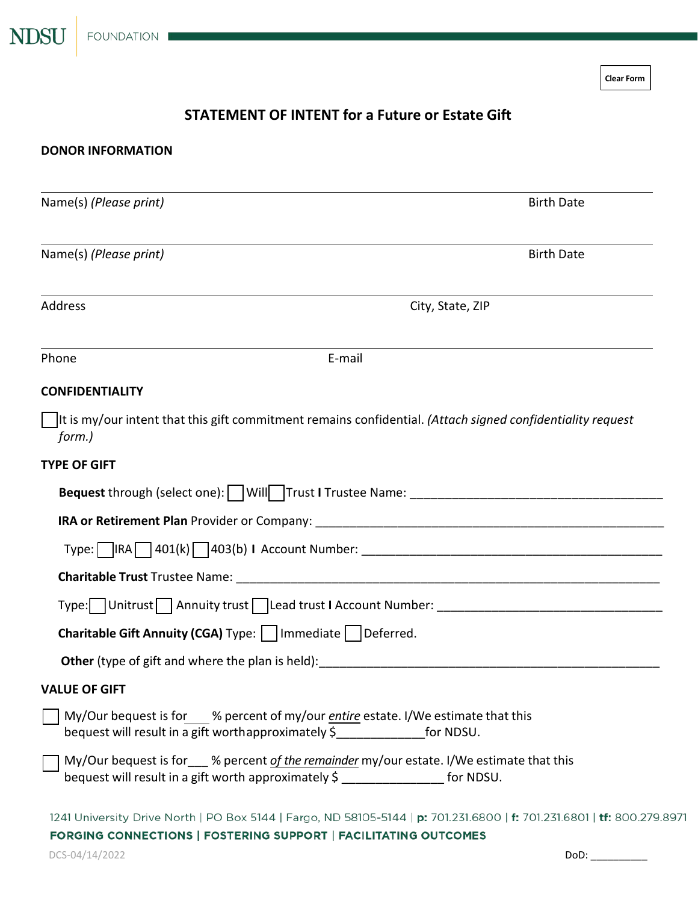NDSU FOUNDATION

Clear Form

# STATEMENT OF INTENT for a Future or Estate Gift

## DONOR INFORMATION

Name(s) *(Please print)* Birth Date

Name(s) *(Please print)* Birth Date

Address City, State, ZIP

Phone E-mail

## CONFIDENTIALITY

☐ It is my/our intent that this gift commitment remains confidential. *(Attach signed confidentiality request form.)*

## TYPE OF GIFT

**Bequest** through (select one): ☐ Will ☐ Trust | Trustee Name: ____________________________________

**IRA or Retirement Plan** Provider or Company: ____________________________________________________

Type: ☐ IRA ☐ 401(k) ☐ 403(b) | Account Number: ____________________________________________

**Charitable Trust** Trustee Name: ________________________________________________________________

Type: ☐ Unitrust ☐ Annuity trust ☐ Lead trust | Account Number: ________________________________

**Charitable Gift Annuity (CGA)** Type: ☐ Immediate ☐ Deferred.

**Other** (type of gift and where the plan is held):___________________________________________________

## VALUE OF GIFT

☐ My/Our bequest is for___ % percent of my/our *entire* estate. I/We estimate that this bequest will result in a gift worth approximately $_____________for NDSU.

☐ My/Our bequest is for___ % percent *of the remainder* my/our estate. I/We estimate that this bequest will result in a gift worth approximately $ _______________ for NDSU.

1241 University Drive North | PO Box 5144 | Fargo, ND 58105-5144 | **p:** 701.231.6800 | **f:** 701.231.6801 | **tf:** 800.279.8971

**FORGING CONNECTIONS | FOSTERING SUPPORT | FACILITATING OUTCOMES**

DCS-04/14/2022 DoD: __________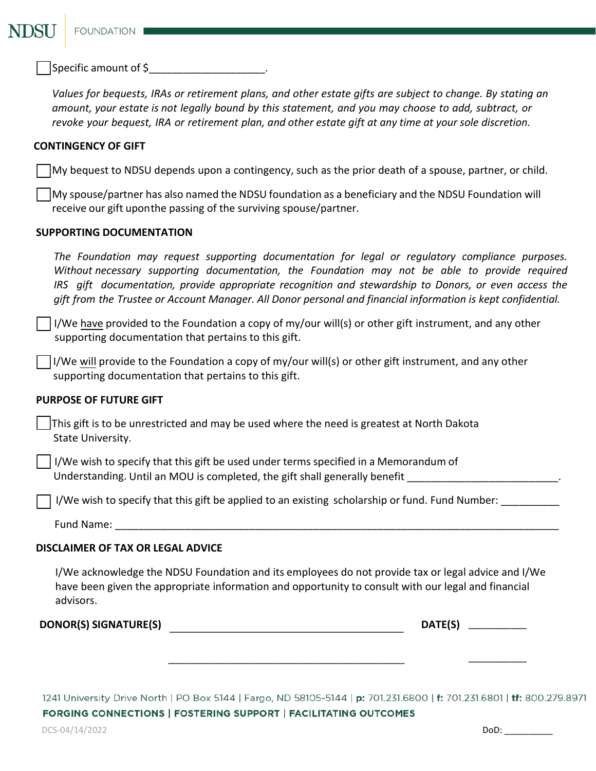☐ Specific amount of $____________________.

*Values for bequests, IRAs or retirement plans, and other estate gifts are subject to change. By stating an amount, your estate is not legally bound by this statement, and you may choose to add, subtract, or revoke your bequest, IRA or retirement plan, and other estate gift at any time at your sole discretion.*

**CONTINGENCY OF GIFT**

☐ My bequest to NDSU depends upon a contingency, such as the prior death of a spouse, partner, or child.

☐ My spouse/partner has also named the NDSU foundation as a beneficiary and the NDSU Foundation will receive our gift uponthe passing of the surviving spouse/partner.

**SUPPORTING DOCUMENTATION**

*The Foundation may request supporting documentation for legal or regulatory compliance purposes. Without necessary supporting documentation, the Foundation may not be able to provide required IRS gift documentation, provide appropriate recognition and stewardship to Donors, or even access the gift from the Trustee or Account Manager. All Donor personal and financial information is kept confidential.*

☐ I/We have provided to the Foundation a copy of my/our will(s) or other gift instrument, and any other supporting documentation that pertains to this gift.

☐ I/We will provide to the Foundation a copy of my/our will(s) or other gift instrument, and any other supporting documentation that pertains to this gift.

**PURPOSE OF FUTURE GIFT**

☐ This gift is to be unrestricted and may be used where the need is greatest at North Dakota State University.

☐ I/We wish to specify that this gift be used under terms specified in a Memorandum of Understanding. Until an MOU is completed, the gift shall generally benefit __________________________.

☐ I/We wish to specify that this gift be applied to an existing scholarship or fund. Fund Number: __________

Fund Name: ________________________________________________________________________________

**DISCLAIMER OF TAX OR LEGAL ADVICE**

I/We acknowledge the NDSU Foundation and its employees do not provide tax or legal advice and I/We have been given the appropriate information and opportunity to consult with our legal and financial advisors.

**DONOR(S) SIGNATURE(S)** __________________________________________ **DATE(S)** __________

__________________________________________ __________

1241 University Drive North | PO Box 5144 | Fargo, ND 58105-5144 | **p:** 701.231.6800 | **f:** 701.231.6801 | **tf:** 800.279.8971

**FORGING CONNECTIONS | FOSTERING SUPPORT | FACILITATING OUTCOMES**

DCS-04/14/2022

DoD: __________